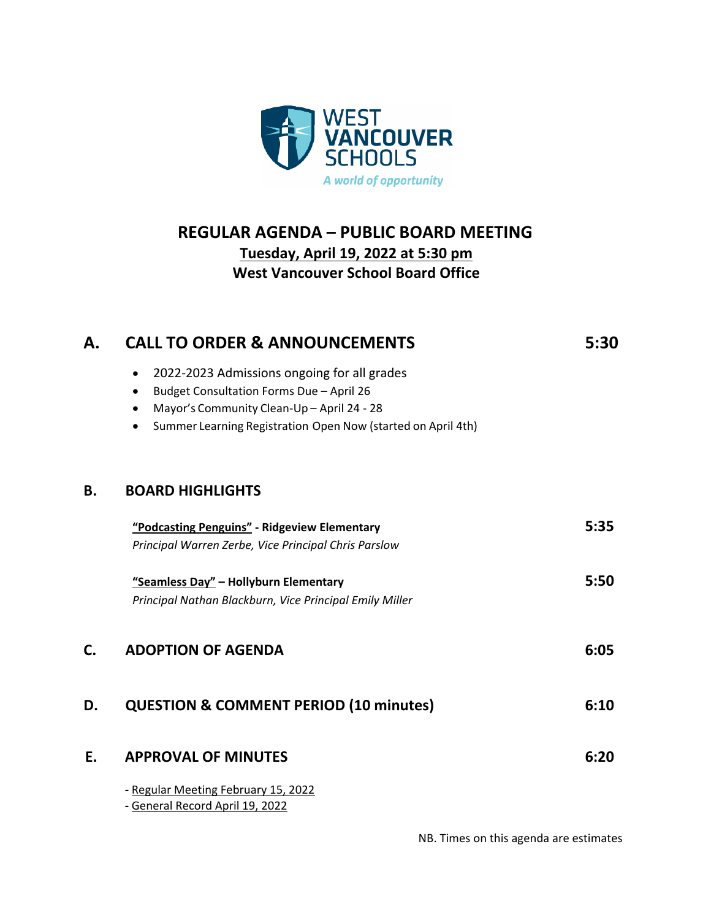WEST VANCOUVER SCHOOLS

*A world of opportunity*

# REGULAR AGENDA – PUBLIC BOARD MEETING

**Tuesday, April 19, 2022 at 5:30 pm**

**West Vancouver School Board Office**

## A. CALL TO ORDER & ANNOUNCEMENTS — 5:30

- 2022-2023 Admissions ongoing for all grades
- Budget Consultation Forms Due – April 26
- Mayor's Community Clean-Up – April 24 - 28
- Summer Learning Registration Open Now (started on April 4th)

## B. BOARD HIGHLIGHTS

**"Podcasting Penguins" - Ridgeview Elementary** — **5:35**
*Principal Warren Zerbe, Vice Principal Chris Parslow*

**"Seamless Day" – Hollyburn Elementary** — **5:50**
*Principal Nathan Blackburn, Vice Principal Emily Miller*

## C. ADOPTION OF AGENDA — 6:05

## D. QUESTION & COMMENT PERIOD (10 minutes) — 6:10

## E. APPROVAL OF MINUTES — 6:20

- Regular Meeting February 15, 2022
- General Record April 19, 2022

NB. Times on this agenda are estimates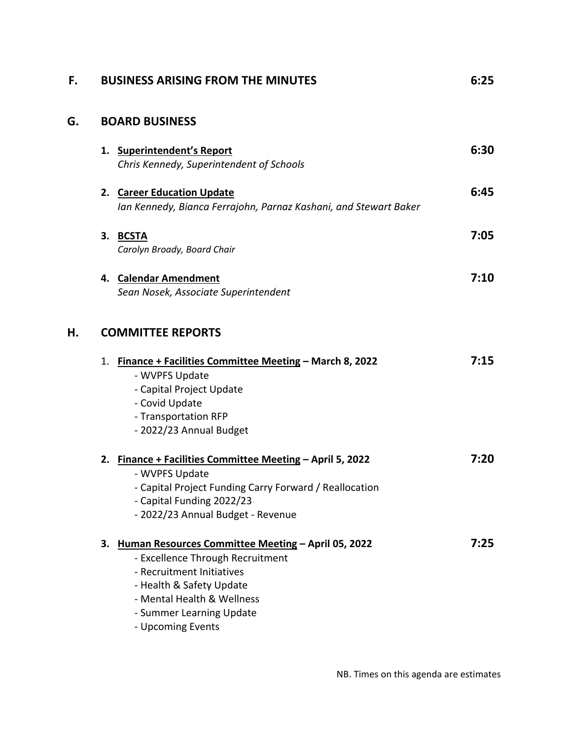## F. BUSINESS ARISING FROM THE MINUTES — 6:25

## G. BOARD BUSINESS

1. **Superintendent's Report** — 6:30
   *Chris Kennedy, Superintendent of Schools*

2. **Career Education Update** — 6:45
   *Ian Kennedy, Bianca Ferrajohn, Parnaz Kashani, and Stewart Baker*

3. **BCSTA** — 7:05
   *Carolyn Broady, Board Chair*

4. **Calendar Amendment** — 7:10
   *Sean Nosek, Associate Superintendent*

## H. COMMITTEE REPORTS

1. **Finance + Facilities Committee Meeting – March 8, 2022** — 7:15
   - WVPFS Update
   - Capital Project Update
   - Covid Update
   - Transportation RFP
   - 2022/23 Annual Budget

2. **Finance + Facilities Committee Meeting – April 5, 2022** — 7:20
   - WVPFS Update
   - Capital Project Funding Carry Forward / Reallocation
   - Capital Funding 2022/23
   - 2022/23 Annual Budget - Revenue

3. **Human Resources Committee Meeting – April 05, 2022** — 7:25
   - Excellence Through Recruitment
   - Recruitment Initiatives
   - Health & Safety Update
   - Mental Health & Wellness
   - Summer Learning Update
   - Upcoming Events

NB. Times on this agenda are estimates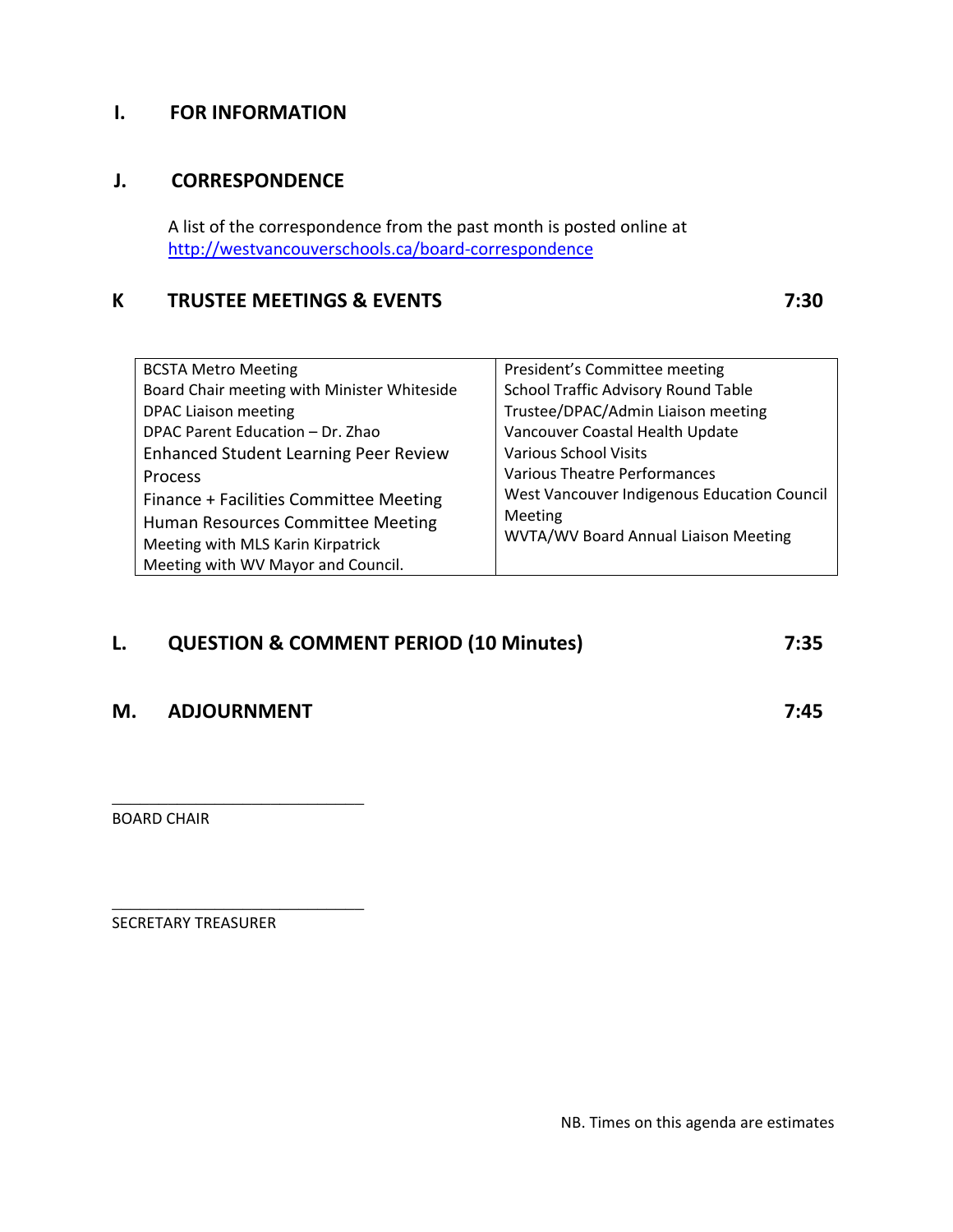## I. FOR INFORMATION

## J. CORRESPONDENCE

A list of the correspondence from the past month is posted online at http://westvancouverschools.ca/board-correspondence

## K TRUSTEE MEETINGS & EVENTS 7:30

| | |
|---|---|
| BCSTA Metro Meeting<br>Board Chair meeting with Minister Whiteside<br>DPAC Liaison meeting<br>DPAC Parent Education – Dr. Zhao<br>Enhanced Student Learning Peer Review Process<br>Finance + Facilities Committee Meeting<br>Human Resources Committee Meeting<br>Meeting with MLS Karin Kirpatrick<br>Meeting with WV Mayor and Council. | President's Committee meeting<br>School Traffic Advisory Round Table<br>Trustee/DPAC/Admin Liaison meeting<br>Vancouver Coastal Health Update<br>Various School Visits<br>Various Theatre Performances<br>West Vancouver Indigenous Education Council Meeting<br>WVTA/WV Board Annual Liaison Meeting |

## L. QUESTION & COMMENT PERIOD (10 Minutes) 7:35

## M. ADJOURNMENT 7:45

\_\_\_\_\_\_\_\_\_\_\_\_\_\_\_\_\_\_\_\_\_\_\_\_\_\_\_\_\_\_

BOARD CHAIR

\_\_\_\_\_\_\_\_\_\_\_\_\_\_\_\_\_\_\_\_\_\_\_\_\_\_\_\_\_\_

SECRETARY TREASURER

NB. Times on this agenda are estimates